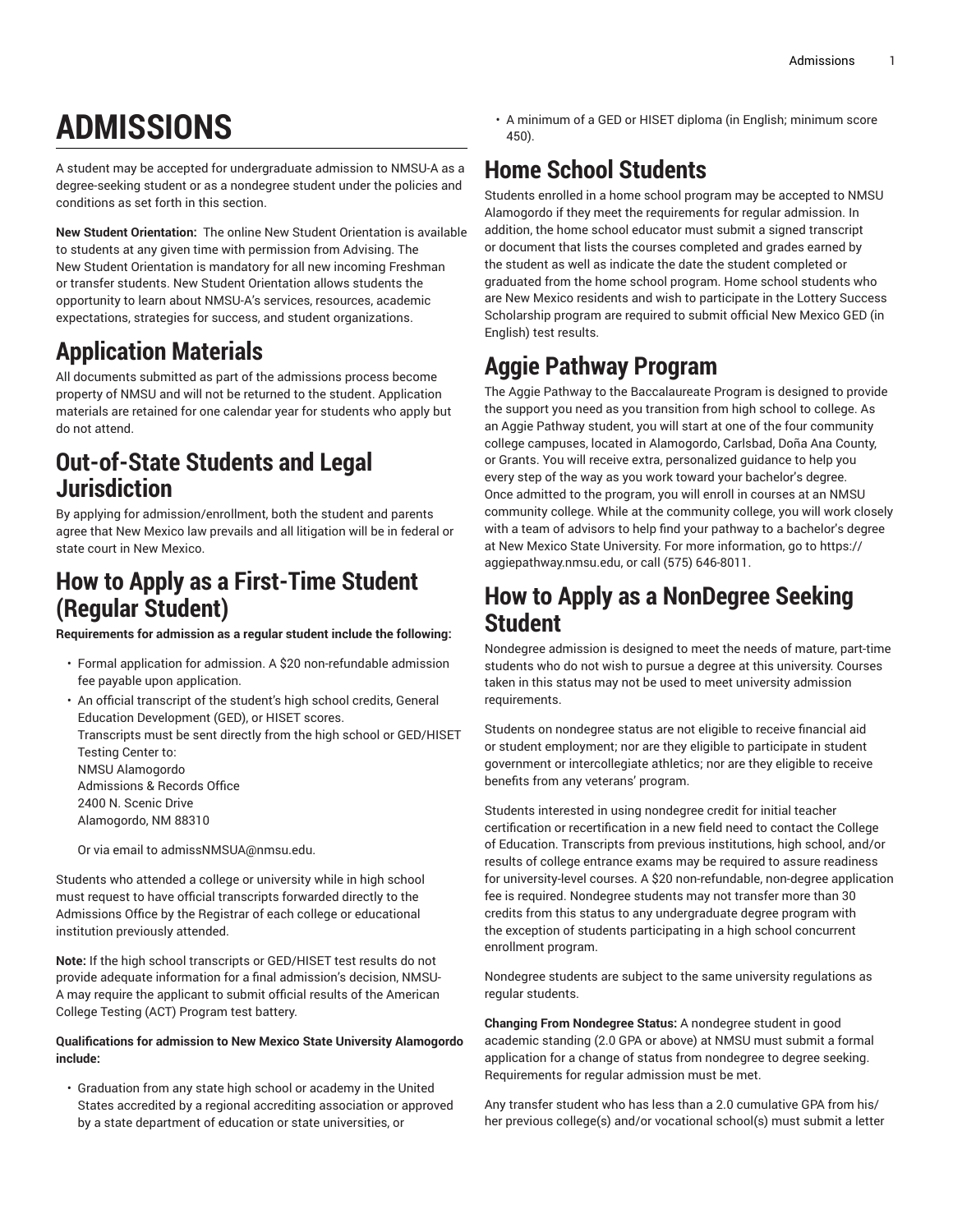# ADMISSIONS

A student may be accepted for undergraduate admission to NMSU-A as a degree-seeking student or as a nondegree student under the policies and conditions as set forth in this section.

**New Student Orientation:** The online New Student Orientation is available to students at any given time with permission from Advising. The New Student Orientation is mandatory for all new incoming Freshman or transfer students. New Student Orientation allows students the opportunity to learn about NMSU-A's services, resources, academic expectations, strategies for success, and student organizations.

## Application Materials

All documents submitted as part of the admissions process become property of NMSU and will not be returned to the student. Application materials are retained for one calendar year for students who apply but do not attend.

## Out-of-State Students and Legal Jurisdiction

By applying for admission/enrollment, both the student and parents agree that New Mexico law prevails and all litigation will be in federal or state court in New Mexico.

## How to Apply as a First-Time Student (Regular Student)

**Requirements for admission as a regular student include the following:**

- Formal application for admission. A $20 non-refundable admission fee payable upon application.
- An official transcript of the student's high school credits, General Education Development (GED), or HISET scores.
  Transcripts must be sent directly from the high school or GED/HISET Testing Center to:
  NMSU Alamogordo
  Admissions & Records Office
  2400 N. Scenic Drive
  Alamogordo, NM 88310

  Or via email to admissNMSUA@nmsu.edu.

Students who attended a college or university while in high school must request to have official transcripts forwarded directly to the Admissions Office by the Registrar of each college or educational institution previously attended.

**Note:** If the high school transcripts or GED/HISET test results do not provide adequate information for a final admission's decision, NMSU-A may require the applicant to submit official results of the American College Testing (ACT) Program test battery.

**Qualifications for admission to New Mexico State University Alamogordo include:**

- Graduation from any state high school or academy in the United States accredited by a regional accrediting association or approved by a state department of education or state universities, or
- A minimum of a GED or HISET diploma (in English; minimum score 450).

## Home School Students

Students enrolled in a home school program may be accepted to NMSU Alamogordo if they meet the requirements for regular admission. In addition, the home school educator must submit a signed transcript or document that lists the courses completed and grades earned by the student as well as indicate the date the student completed or graduated from the home school program. Home school students who are New Mexico residents and wish to participate in the Lottery Success Scholarship program are required to submit official New Mexico GED (in English) test results.

## Aggie Pathway Program

The Aggie Pathway to the Baccalaureate Program is designed to provide the support you need as you transition from high school to college. As an Aggie Pathway student, you will start at one of the four community college campuses, located in Alamogordo, Carlsbad, Doña Ana County, or Grants. You will receive extra, personalized guidance to help you every step of the way as you work toward your bachelor's degree. Once admitted to the program, you will enroll in courses at an NMSU community college. While at the community college, you will work closely with a team of advisors to help find your pathway to a bachelor's degree at New Mexico State University. For more information, go to https://aggiepathway.nmsu.edu, or call (575) 646-8011.

## How to Apply as a NonDegree Seeking Student

Nondegree admission is designed to meet the needs of mature, part-time students who do not wish to pursue a degree at this university. Courses taken in this status may not be used to meet university admission requirements.

Students on nondegree status are not eligible to receive financial aid or student employment; nor are they eligible to participate in student government or intercollegiate athletics; nor are they eligible to receive benefits from any veterans' program.

Students interested in using nondegree credit for initial teacher certification or recertification in a new field need to contact the College of Education. Transcripts from previous institutions, high school, and/or results of college entrance exams may be required to assure readiness for university-level courses. A $20 non-refundable, non-degree application fee is required. Nondegree students may not transfer more than 30 credits from this status to any undergraduate degree program with the exception of students participating in a high school concurrent enrollment program.

Nondegree students are subject to the same university regulations as regular students.

**Changing From Nondegree Status:** A nondegree student in good academic standing (2.0 GPA or above) at NMSU must submit a formal application for a change of status from nondegree to degree seeking. Requirements for regular admission must be met.

Any transfer student who has less than a 2.0 cumulative GPA from his/her previous college(s) and/or vocational school(s) must submit a letter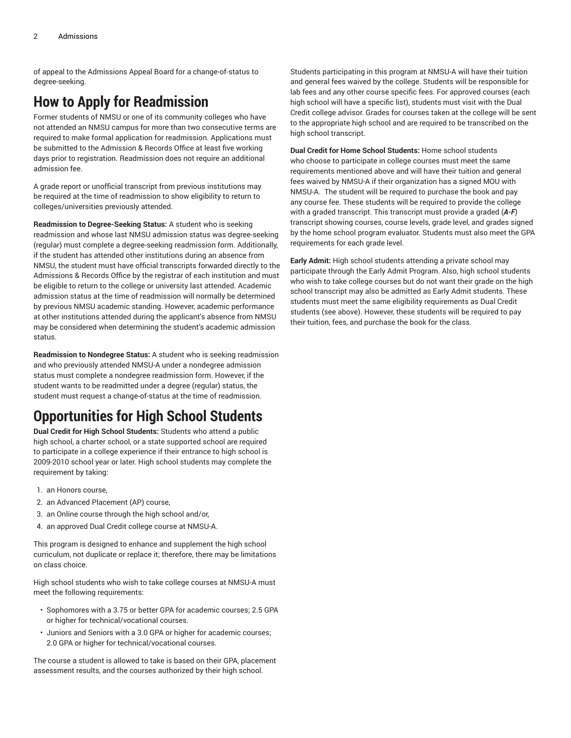of appeal to the Admissions Appeal Board for a change-of-status to degree-seeking.

## How to Apply for Readmission

Former students of NMSU or one of its community colleges who have not attended an NMSU campus for more than two consecutive terms are required to make formal application for readmission. Applications must be submitted to the Admission & Records Office at least five working days prior to registration. Readmission does not require an additional admission fee.

A grade report or unofficial transcript from previous institutions may be required at the time of readmission to show eligibility to return to colleges/universities previously attended.

**Readmission to Degree-Seeking Status:** A student who is seeking readmission and whose last NMSU admission status was degree-seeking (regular) must complete a degree-seeking readmission form. Additionally, if the student has attended other institutions during an absence from NMSU, the student must have official transcripts forwarded directly to the Admissions & Records Office by the registrar of each institution and must be eligible to return to the college or university last attended. Academic admission status at the time of readmission will normally be determined by previous NMSU academic standing. However, academic performance at other institutions attended during the applicant's absence from NMSU may be considered when determining the student's academic admission status.

**Readmission to Nondegree Status:** A student who is seeking readmission and who previously attended NMSU-A under a nondegree admission status must complete a nondegree readmission form. However, if the student wants to be readmitted under a degree (regular) status, the student must request a change-of-status at the time of readmission.

## Opportunities for High School Students

**Dual Credit for High School Students:** Students who attend a public high school, a charter school, or a state supported school are required to participate in a college experience if their entrance to high school is 2009-2010 school year or later. High school students may complete the requirement by taking:

1. an Honors course,
2. an Advanced Placement (AP) course,
3. an Online course through the high school and/or,
4. an approved Dual Credit college course at NMSU-A.

This program is designed to enhance and supplement the high school curriculum, not duplicate or replace it; therefore, there may be limitations on class choice.

High school students who wish to take college courses at NMSU-A must meet the following requirements:

- Sophomores with a 3.75 or better GPA for academic courses; 2.5 GPA or higher for technical/vocational courses.
- Juniors and Seniors with a 3.0 GPA or higher for academic courses; 2.0 GPA or higher for technical/vocational courses.

The course a student is allowed to take is based on their GPA, placement assessment results, and the courses authorized by their high school.

Students participating in this program at NMSU-A will have their tuition and general fees waived by the college. Students will be responsible for lab fees and any other course specific fees. For approved courses (each high school will have a specific list), students must visit with the Dual Credit college advisor. Grades for courses taken at the college will be sent to the appropriate high school and are required to be transcribed on the high school transcript.

**Dual Credit for Home School Students:** Home school students who choose to participate in college courses must meet the same requirements mentioned above and will have their tuition and general fees waived by NMSU-A if their organization has a signed MOU with NMSU-A. The student will be required to purchase the book and pay any course fee. These students will be required to provide the college with a graded transcript. This transcript must provide a graded (***A-F***) transcript showing courses, course levels, grade level, and grades signed by the home school program evaluator. Students must also meet the GPA requirements for each grade level.

**Early Admit:** High school students attending a private school may participate through the Early Admit Program. Also, high school students who wish to take college courses but do not want their grade on the high school transcript may also be admitted as Early Admit students. These students must meet the same eligibility requirements as Dual Credit students (see above). However, these students will be required to pay their tuition, fees, and purchase the book for the class.